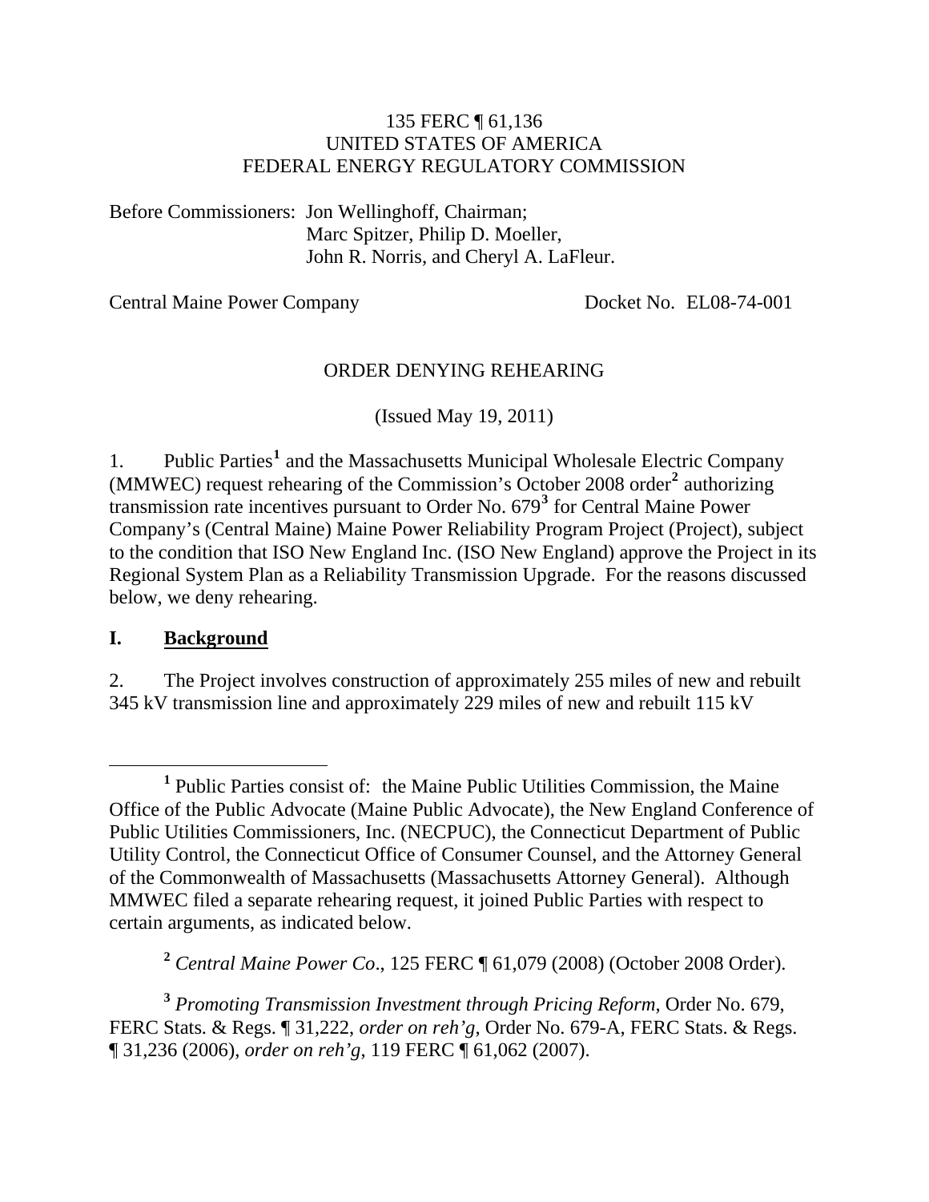135 FERC ¶ 61,136
UNITED STATES OF AMERICA
FEDERAL ENERGY REGULATORY COMMISSION

Before Commissioners: Jon Wellinghoff, Chairman;
Marc Spitzer, Philip D. Moeller,
John R. Norris, and Cheryl A. LaFleur.

Central Maine Power Company Docket No. EL08-74-001

ORDER DENYING REHEARING

(Issued May 19, 2011)

1. Public Parties[1] and the Massachusetts Municipal Wholesale Electric Company (MMWEC) request rehearing of the Commission's October 2008 order[2] authorizing transmission rate incentives pursuant to Order No. 679[3] for Central Maine Power Company's (Central Maine) Maine Power Reliability Program Project (Project), subject to the condition that ISO New England Inc. (ISO New England) approve the Project in its Regional System Plan as a Reliability Transmission Upgrade. For the reasons discussed below, we deny rehearing.

## I. Background

2. The Project involves construction of approximately 255 miles of new and rebuilt 345 kV transmission line and approximately 229 miles of new and rebuilt 115 kV

[1] Public Parties consist of: the Maine Public Utilities Commission, the Maine Office of the Public Advocate (Maine Public Advocate), the New England Conference of Public Utilities Commissioners, Inc. (NECPUC), the Connecticut Department of Public Utility Control, the Connecticut Office of Consumer Counsel, and the Attorney General of the Commonwealth of Massachusetts (Massachusetts Attorney General). Although MMWEC filed a separate rehearing request, it joined Public Parties with respect to certain arguments, as indicated below.

[2] *Central Maine Power Co*., 125 FERC ¶ 61,079 (2008) (October 2008 Order).

[3] *Promoting Transmission Investment through Pricing Reform*, Order No. 679, FERC Stats. & Regs. ¶ 31,222, *order on reh'g*, Order No. 679-A, FERC Stats. & Regs. ¶ 31,236 (2006), *order on reh'g*, 119 FERC ¶ 61,062 (2007).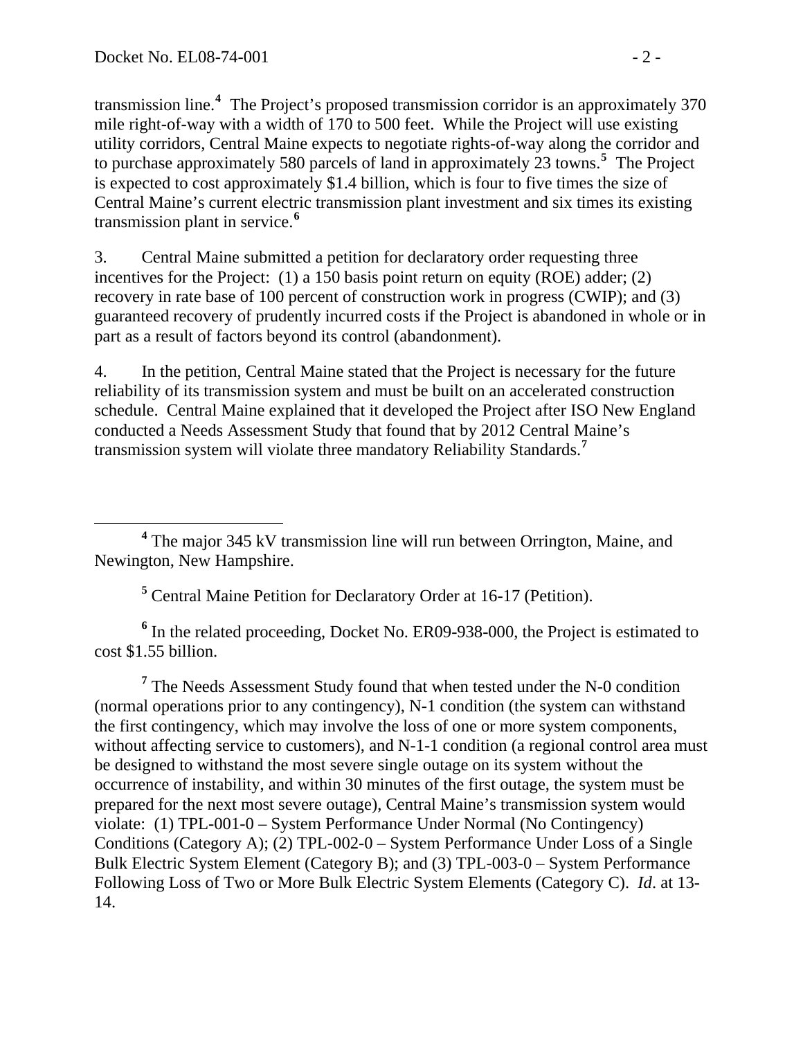transmission line.[4] The Project's proposed transmission corridor is an approximately 370 mile right-of-way with a width of 170 to 500 feet. While the Project will use existing utility corridors, Central Maine expects to negotiate rights-of-way along the corridor and to purchase approximately 580 parcels of land in approximately 23 towns.[5] The Project is expected to cost approximately $1.4 billion, which is four to five times the size of Central Maine's current electric transmission plant investment and six times its existing transmission plant in service.[6]

3. Central Maine submitted a petition for declaratory order requesting three incentives for the Project: (1) a 150 basis point return on equity (ROE) adder; (2) recovery in rate base of 100 percent of construction work in progress (CWIP); and (3) guaranteed recovery of prudently incurred costs if the Project is abandoned in whole or in part as a result of factors beyond its control (abandonment).

4. In the petition, Central Maine stated that the Project is necessary for the future reliability of its transmission system and must be built on an accelerated construction schedule. Central Maine explained that it developed the Project after ISO New England conducted a Needs Assessment Study that found that by 2012 Central Maine's transmission system will violate three mandatory Reliability Standards.[7]

---

[4] The major 345 kV transmission line will run between Orrington, Maine, and Newington, New Hampshire.

[5] Central Maine Petition for Declaratory Order at 16-17 (Petition).

[6] In the related proceeding, Docket No. ER09-938-000, the Project is estimated to cost $1.55 billion.

[7] The Needs Assessment Study found that when tested under the N-0 condition (normal operations prior to any contingency), N-1 condition (the system can withstand the first contingency, which may involve the loss of one or more system components, without affecting service to customers), and N-1-1 condition (a regional control area must be designed to withstand the most severe single outage on its system without the occurrence of instability, and within 30 minutes of the first outage, the system must be prepared for the next most severe outage), Central Maine's transmission system would violate: (1) TPL-001-0 – System Performance Under Normal (No Contingency) Conditions (Category A); (2) TPL-002-0 – System Performance Under Loss of a Single Bulk Electric System Element (Category B); and (3) TPL-003-0 – System Performance Following Loss of Two or More Bulk Electric System Elements (Category C). *Id*. at 13-14.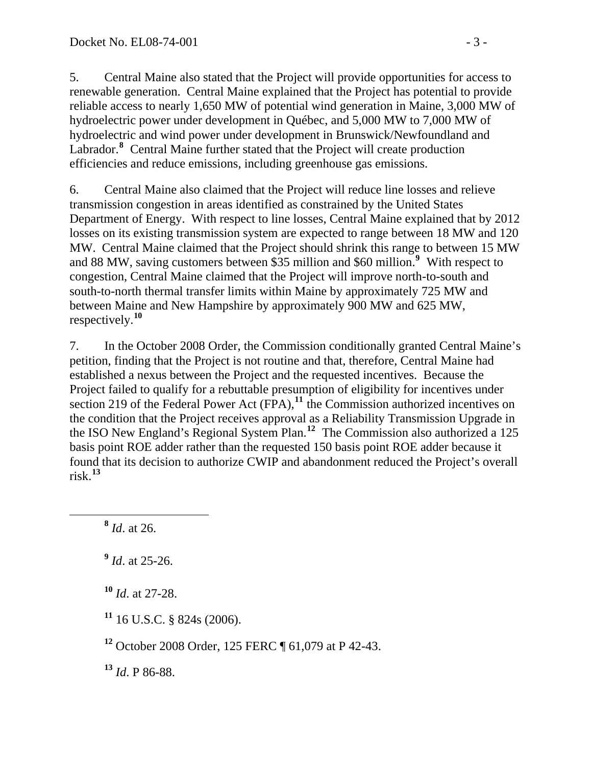5. Central Maine also stated that the Project will provide opportunities for access to renewable generation. Central Maine explained that the Project has potential to provide reliable access to nearly 1,650 MW of potential wind generation in Maine, 3,000 MW of hydroelectric power under development in Québec, and 5,000 MW to 7,000 MW of hydroelectric and wind power under development in Brunswick/Newfoundland and Labrador.[8] Central Maine further stated that the Project will create production efficiencies and reduce emissions, including greenhouse gas emissions.

6. Central Maine also claimed that the Project will reduce line losses and relieve transmission congestion in areas identified as constrained by the United States Department of Energy. With respect to line losses, Central Maine explained that by 2012 losses on its existing transmission system are expected to range between 18 MW and 120 MW. Central Maine claimed that the Project should shrink this range to between 15 MW and 88 MW, saving customers between $35 million and $60 million.[9] With respect to congestion, Central Maine claimed that the Project will improve north-to-south and south-to-north thermal transfer limits within Maine by approximately 725 MW and between Maine and New Hampshire by approximately 900 MW and 625 MW, respectively.[10]

7. In the October 2008 Order, the Commission conditionally granted Central Maine's petition, finding that the Project is not routine and that, therefore, Central Maine had established a nexus between the Project and the requested incentives. Because the Project failed to qualify for a rebuttable presumption of eligibility for incentives under section 219 of the Federal Power Act (FPA),[11] the Commission authorized incentives on the condition that the Project receives approval as a Reliability Transmission Upgrade in the ISO New England's Regional System Plan.[12] The Commission also authorized a 125 basis point ROE adder rather than the requested 150 basis point ROE adder because it found that its decision to authorize CWIP and abandonment reduced the Project's overall risk.[13]

[8] *Id*. at 26.

[9] *Id*. at 25-26.

[10] *Id*. at 27-28.

[11] 16 U.S.C. § 824s (2006).

[12] October 2008 Order, 125 FERC ¶ 61,079 at P 42-43.

[13] *Id*. P 86-88.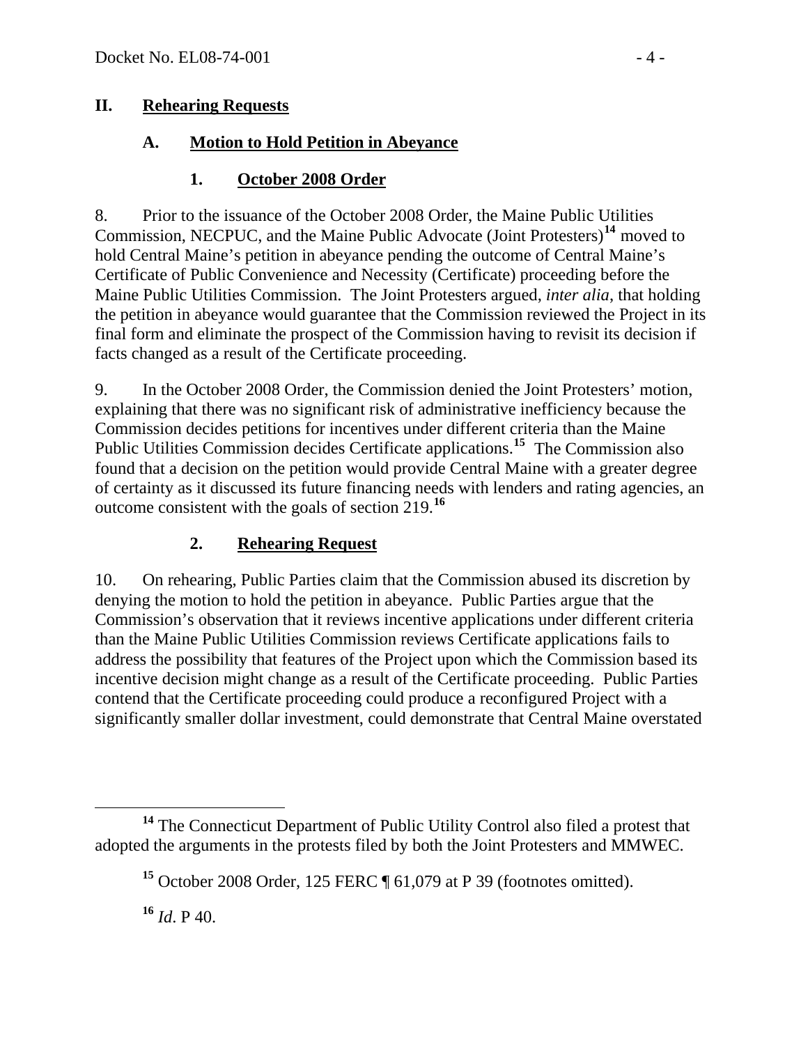## II. Rehearing Requests

### A. Motion to Hold Petition in Abeyance

#### 1. October 2008 Order

8. Prior to the issuance of the October 2008 Order, the Maine Public Utilities Commission, NECPUC, and the Maine Public Advocate (Joint Protesters)[14] moved to hold Central Maine's petition in abeyance pending the outcome of Central Maine's Certificate of Public Convenience and Necessity (Certificate) proceeding before the Maine Public Utilities Commission. The Joint Protesters argued, *inter alia*, that holding the petition in abeyance would guarantee that the Commission reviewed the Project in its final form and eliminate the prospect of the Commission having to revisit its decision if facts changed as a result of the Certificate proceeding.

9. In the October 2008 Order, the Commission denied the Joint Protesters' motion, explaining that there was no significant risk of administrative inefficiency because the Commission decides petitions for incentives under different criteria than the Maine Public Utilities Commission decides Certificate applications.[15] The Commission also found that a decision on the petition would provide Central Maine with a greater degree of certainty as it discussed its future financing needs with lenders and rating agencies, an outcome consistent with the goals of section 219.[16]

#### 2. Rehearing Request

10. On rehearing, Public Parties claim that the Commission abused its discretion by denying the motion to hold the petition in abeyance. Public Parties argue that the Commission's observation that it reviews incentive applications under different criteria than the Maine Public Utilities Commission reviews Certificate applications fails to address the possibility that features of the Project upon which the Commission based its incentive decision might change as a result of the Certificate proceeding. Public Parties contend that the Certificate proceeding could produce a reconfigured Project with a significantly smaller dollar investment, could demonstrate that Central Maine overstated

---

[14] The Connecticut Department of Public Utility Control also filed a protest that adopted the arguments in the protests filed by both the Joint Protesters and MMWEC.

[15] October 2008 Order, 125 FERC ¶ 61,079 at P 39 (footnotes omitted).

[16] *Id*. P 40.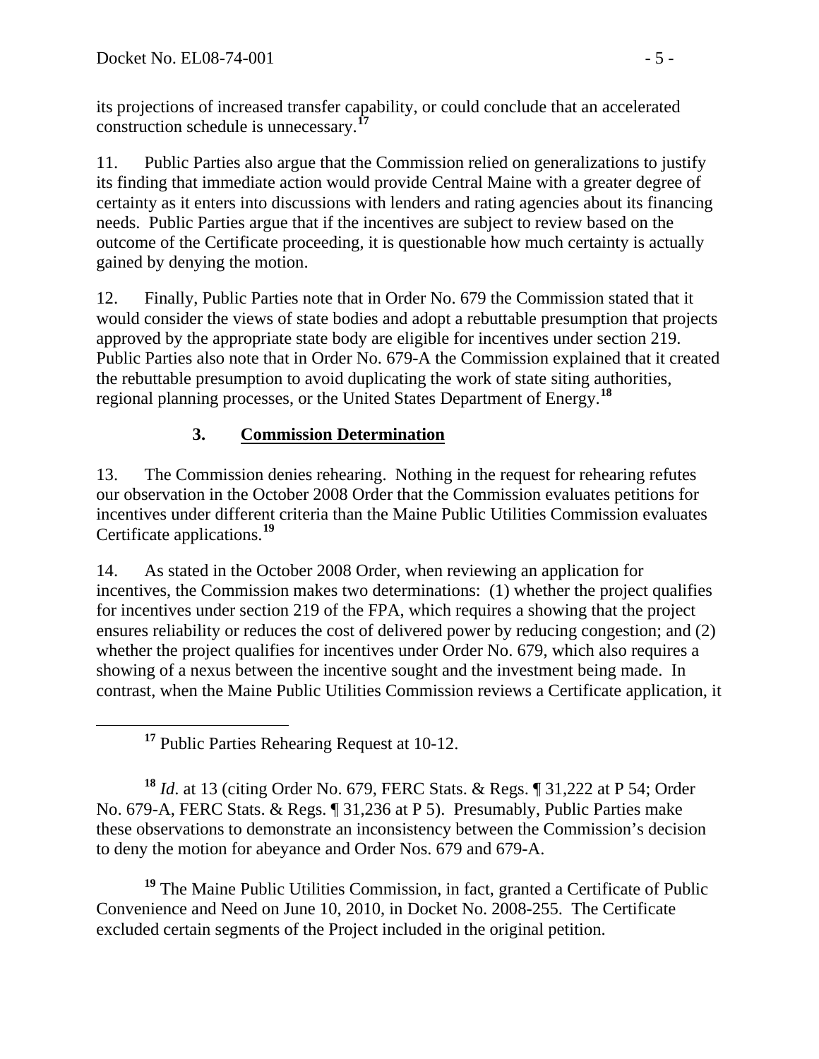its projections of increased transfer capability, or could conclude that an accelerated construction schedule is unnecessary.[17]

11. Public Parties also argue that the Commission relied on generalizations to justify its finding that immediate action would provide Central Maine with a greater degree of certainty as it enters into discussions with lenders and rating agencies about its financing needs. Public Parties argue that if the incentives are subject to review based on the outcome of the Certificate proceeding, it is questionable how much certainty is actually gained by denying the motion.

12. Finally, Public Parties note that in Order No. 679 the Commission stated that it would consider the views of state bodies and adopt a rebuttable presumption that projects approved by the appropriate state body are eligible for incentives under section 219. Public Parties also note that in Order No. 679-A the Commission explained that it created the rebuttable presumption to avoid duplicating the work of state siting authorities, regional planning processes, or the United States Department of Energy.[18]

### 3. **Commission Determination**

13. The Commission denies rehearing. Nothing in the request for rehearing refutes our observation in the October 2008 Order that the Commission evaluates petitions for incentives under different criteria than the Maine Public Utilities Commission evaluates Certificate applications.[19]

14. As stated in the October 2008 Order, when reviewing an application for incentives, the Commission makes two determinations: (1) whether the project qualifies for incentives under section 219 of the FPA, which requires a showing that the project ensures reliability or reduces the cost of delivered power by reducing congestion; and (2) whether the project qualifies for incentives under Order No. 679, which also requires a showing of a nexus between the incentive sought and the investment being made. In contrast, when the Maine Public Utilities Commission reviews a Certificate application, it

---

[17] Public Parties Rehearing Request at 10-12.

[18] *Id*. at 13 (citing Order No. 679, FERC Stats. & Regs. ¶ 31,222 at P 54; Order No. 679-A, FERC Stats. & Regs. ¶ 31,236 at P 5). Presumably, Public Parties make these observations to demonstrate an inconsistency between the Commission's decision to deny the motion for abeyance and Order Nos. 679 and 679-A.

[19] The Maine Public Utilities Commission, in fact, granted a Certificate of Public Convenience and Need on June 10, 2010, in Docket No. 2008-255. The Certificate excluded certain segments of the Project included in the original petition.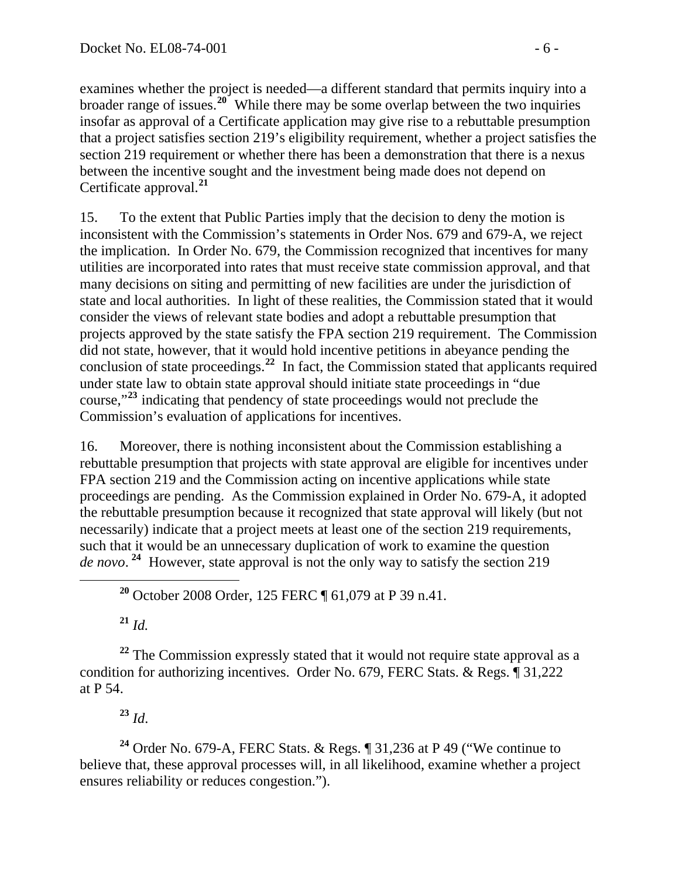examines whether the project is needed—a different standard that permits inquiry into a broader range of issues.[20] While there may be some overlap between the two inquiries insofar as approval of a Certificate application may give rise to a rebuttable presumption that a project satisfies section 219's eligibility requirement, whether a project satisfies the section 219 requirement or whether there has been a demonstration that there is a nexus between the incentive sought and the investment being made does not depend on Certificate approval.[21]

15. To the extent that Public Parties imply that the decision to deny the motion is inconsistent with the Commission's statements in Order Nos. 679 and 679-A, we reject the implication. In Order No. 679, the Commission recognized that incentives for many utilities are incorporated into rates that must receive state commission approval, and that many decisions on siting and permitting of new facilities are under the jurisdiction of state and local authorities. In light of these realities, the Commission stated that it would consider the views of relevant state bodies and adopt a rebuttable presumption that projects approved by the state satisfy the FPA section 219 requirement. The Commission did not state, however, that it would hold incentive petitions in abeyance pending the conclusion of state proceedings.[22] In fact, the Commission stated that applicants required under state law to obtain state approval should initiate state proceedings in "due course,"[23] indicating that pendency of state proceedings would not preclude the Commission's evaluation of applications for incentives.

16. Moreover, there is nothing inconsistent about the Commission establishing a rebuttable presumption that projects with state approval are eligible for incentives under FPA section 219 and the Commission acting on incentive applications while state proceedings are pending. As the Commission explained in Order No. 679-A, it adopted the rebuttable presumption because it recognized that state approval will likely (but not necessarily) indicate that a project meets at least one of the section 219 requirements, such that it would be an unnecessary duplication of work to examine the question *de novo*.[24] However, state approval is not the only way to satisfy the section 219

---

[20] October 2008 Order, 125 FERC ¶ 61,079 at P 39 n.41.

[21] *Id.*

[22] The Commission expressly stated that it would not require state approval as a condition for authorizing incentives. Order No. 679, FERC Stats. & Regs. ¶ 31,222 at P 54.

[23] *Id*.

[24] Order No. 679-A, FERC Stats. & Regs. ¶ 31,236 at P 49 ("We continue to believe that, these approval processes will, in all likelihood, examine whether a project ensures reliability or reduces congestion.").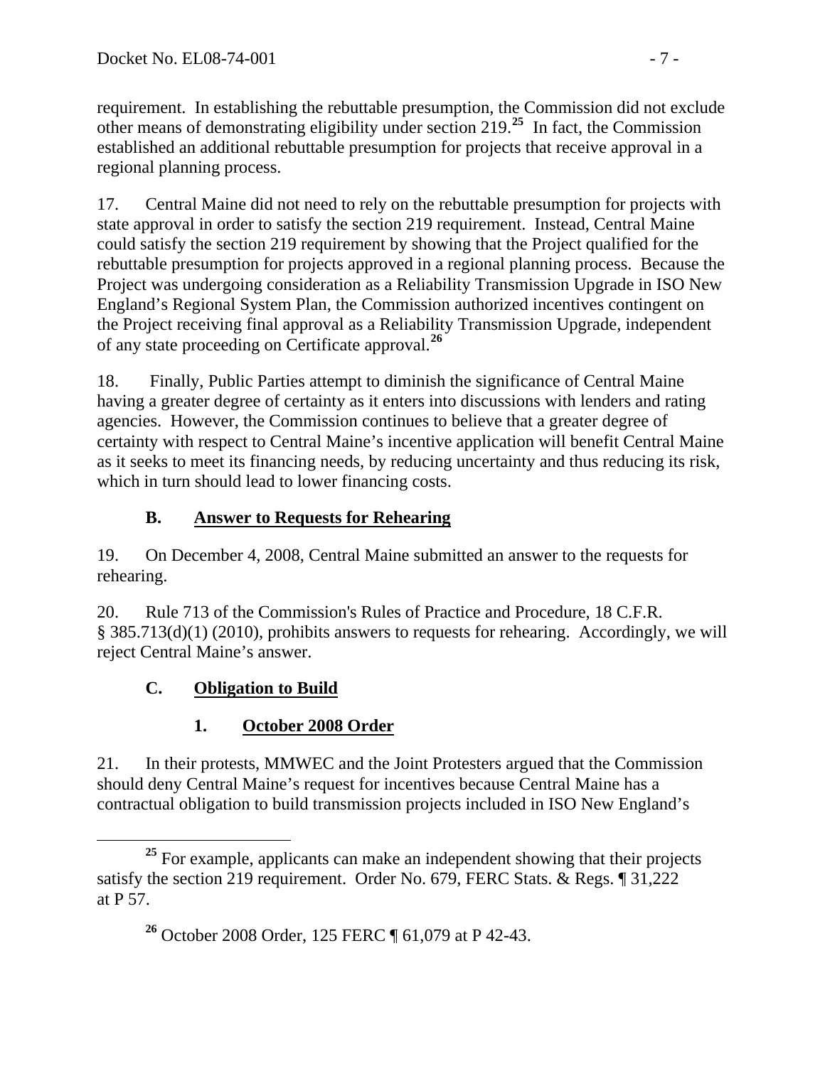requirement. In establishing the rebuttable presumption, the Commission did not exclude other means of demonstrating eligibility under section 219.[25] In fact, the Commission established an additional rebuttable presumption for projects that receive approval in a regional planning process.

17. Central Maine did not need to rely on the rebuttable presumption for projects with state approval in order to satisfy the section 219 requirement. Instead, Central Maine could satisfy the section 219 requirement by showing that the Project qualified for the rebuttable presumption for projects approved in a regional planning process. Because the Project was undergoing consideration as a Reliability Transmission Upgrade in ISO New England's Regional System Plan, the Commission authorized incentives contingent on the Project receiving final approval as a Reliability Transmission Upgrade, independent of any state proceeding on Certificate approval.[26]

18. Finally, Public Parties attempt to diminish the significance of Central Maine having a greater degree of certainty as it enters into discussions with lenders and rating agencies. However, the Commission continues to believe that a greater degree of certainty with respect to Central Maine's incentive application will benefit Central Maine as it seeks to meet its financing needs, by reducing uncertainty and thus reducing its risk, which in turn should lead to lower financing costs.

### B. Answer to Requests for Rehearing

19. On December 4, 2008, Central Maine submitted an answer to the requests for rehearing.

20. Rule 713 of the Commission's Rules of Practice and Procedure, 18 C.F.R. § 385.713(d)(1) (2010), prohibits answers to requests for rehearing. Accordingly, we will reject Central Maine's answer.

### C. Obligation to Build

#### 1. October 2008 Order

21. In their protests, MMWEC and the Joint Protesters argued that the Commission should deny Central Maine's request for incentives because Central Maine has a contractual obligation to build transmission projects included in ISO New England's

---

[25] For example, applicants can make an independent showing that their projects satisfy the section 219 requirement. Order No. 679, FERC Stats. & Regs. ¶ 31,222 at P 57.

[26] October 2008 Order, 125 FERC ¶ 61,079 at P 42-43.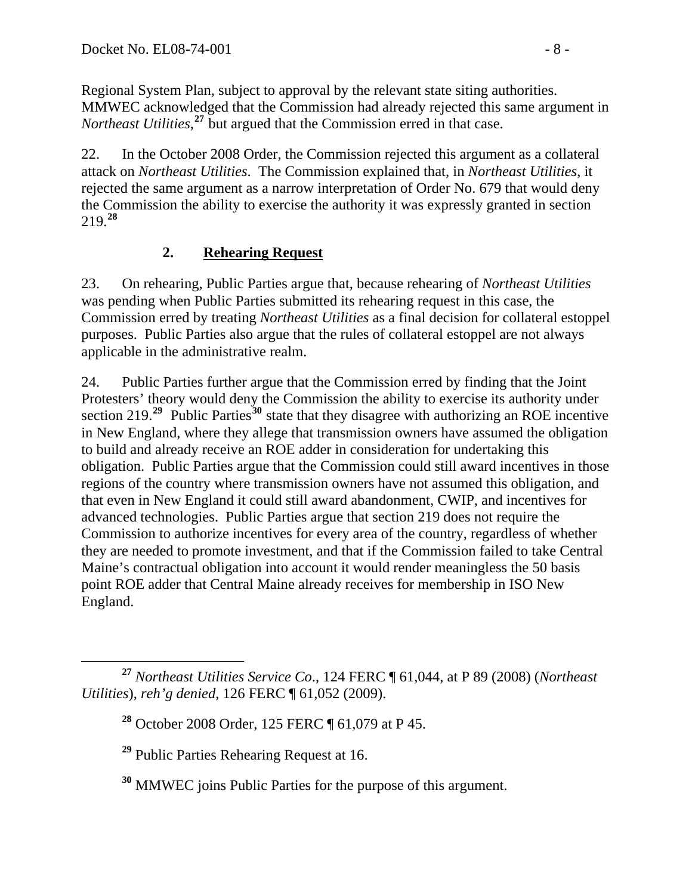Regional System Plan, subject to approval by the relevant state siting authorities. MMWEC acknowledged that the Commission had already rejected this same argument in *Northeast Utilities*,[27] but argued that the Commission erred in that case.

22. In the October 2008 Order, the Commission rejected this argument as a collateral attack on *Northeast Utilities*. The Commission explained that, in *Northeast Utilities*, it rejected the same argument as a narrow interpretation of Order No. 679 that would deny the Commission the ability to exercise the authority it was expressly granted in section 219.[28]

### 2. <u>Rehearing Request</u>

23. On rehearing, Public Parties argue that, because rehearing of *Northeast Utilities* was pending when Public Parties submitted its rehearing request in this case, the Commission erred by treating *Northeast Utilities* as a final decision for collateral estoppel purposes. Public Parties also argue that the rules of collateral estoppel are not always applicable in the administrative realm.

24. Public Parties further argue that the Commission erred by finding that the Joint Protesters' theory would deny the Commission the ability to exercise its authority under section 219.[29] Public Parties[30] state that they disagree with authorizing an ROE incentive in New England, where they allege that transmission owners have assumed the obligation to build and already receive an ROE adder in consideration for undertaking this obligation. Public Parties argue that the Commission could still award incentives in those regions of the country where transmission owners have not assumed this obligation, and that even in New England it could still award abandonment, CWIP, and incentives for advanced technologies. Public Parties argue that section 219 does not require the Commission to authorize incentives for every area of the country, regardless of whether they are needed to promote investment, and that if the Commission failed to take Central Maine's contractual obligation into account it would render meaningless the 50 basis point ROE adder that Central Maine already receives for membership in ISO New England.

---

[27] *Northeast Utilities Service Co*., 124 FERC ¶ 61,044, at P 89 (2008) (*Northeast Utilities*), *reh'g denied*, 126 FERC ¶ 61,052 (2009).

[28] October 2008 Order, 125 FERC ¶ 61,079 at P 45.

[29] Public Parties Rehearing Request at 16.

[30] MMWEC joins Public Parties for the purpose of this argument.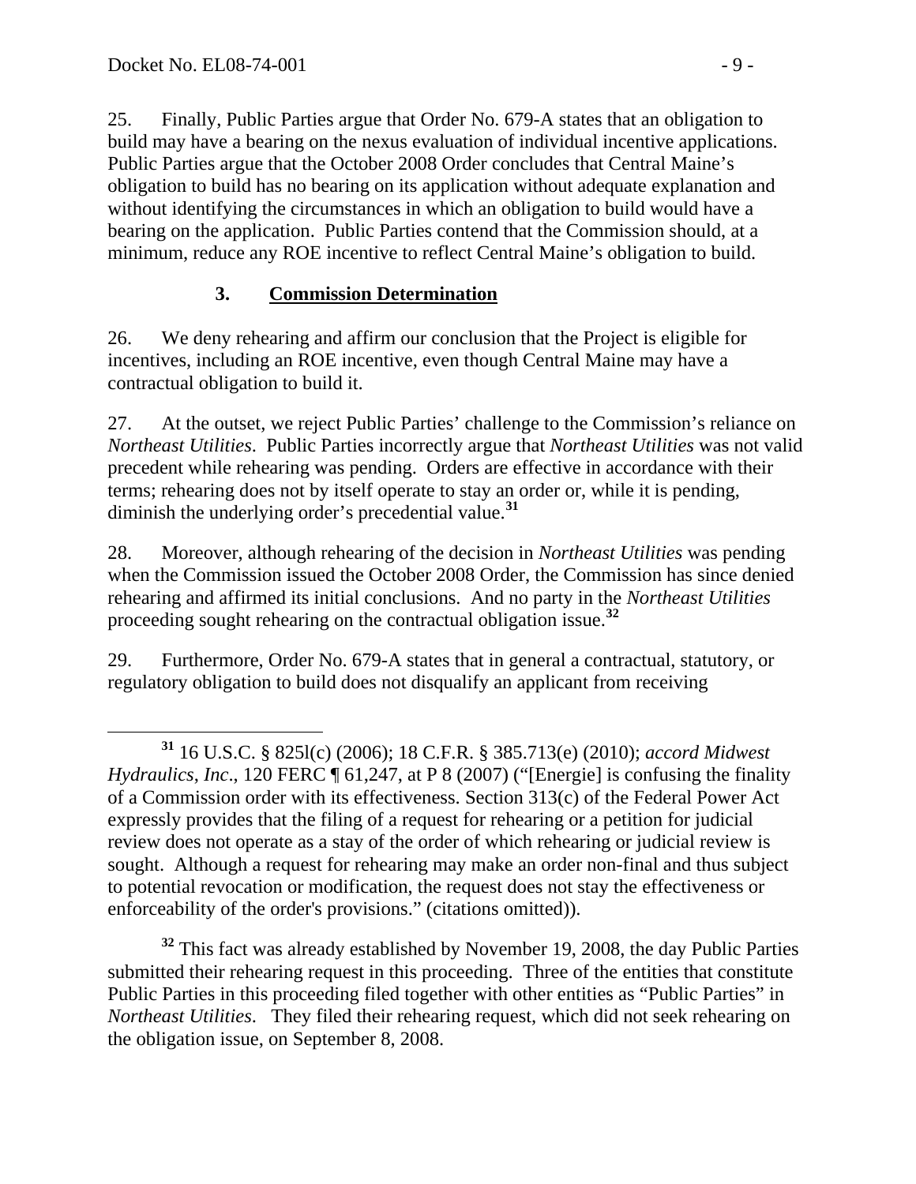25. Finally, Public Parties argue that Order No. 679-A states that an obligation to build may have a bearing on the nexus evaluation of individual incentive applications. Public Parties argue that the October 2008 Order concludes that Central Maine's obligation to build has no bearing on its application without adequate explanation and without identifying the circumstances in which an obligation to build would have a bearing on the application. Public Parties contend that the Commission should, at a minimum, reduce any ROE incentive to reflect Central Maine's obligation to build.

### 3. Commission Determination

26. We deny rehearing and affirm our conclusion that the Project is eligible for incentives, including an ROE incentive, even though Central Maine may have a contractual obligation to build it.

27. At the outset, we reject Public Parties' challenge to the Commission's reliance on *Northeast Utilities*. Public Parties incorrectly argue that *Northeast Utilities* was not valid precedent while rehearing was pending. Orders are effective in accordance with their terms; rehearing does not by itself operate to stay an order or, while it is pending, diminish the underlying order's precedential value.[31]

28. Moreover, although rehearing of the decision in *Northeast Utilities* was pending when the Commission issued the October 2008 Order, the Commission has since denied rehearing and affirmed its initial conclusions. And no party in the *Northeast Utilities* proceeding sought rehearing on the contractual obligation issue.[32]

29. Furthermore, Order No. 679-A states that in general a contractual, statutory, or regulatory obligation to build does not disqualify an applicant from receiving

---

[31] 16 U.S.C. § 825l(c) (2006); 18 C.F.R. § 385.713(e) (2010); *accord Midwest Hydraulics*, *Inc*., 120 FERC ¶ 61,247, at P 8 (2007) ("[Energie] is confusing the finality of a Commission order with its effectiveness. Section 313(c) of the Federal Power Act expressly provides that the filing of a request for rehearing or a petition for judicial review does not operate as a stay of the order of which rehearing or judicial review is sought. Although a request for rehearing may make an order non-final and thus subject to potential revocation or modification, the request does not stay the effectiveness or enforceability of the order's provisions." (citations omitted)).

[32] This fact was already established by November 19, 2008, the day Public Parties submitted their rehearing request in this proceeding. Three of the entities that constitute Public Parties in this proceeding filed together with other entities as "Public Parties" in *Northeast Utilities*. They filed their rehearing request, which did not seek rehearing on the obligation issue, on September 8, 2008.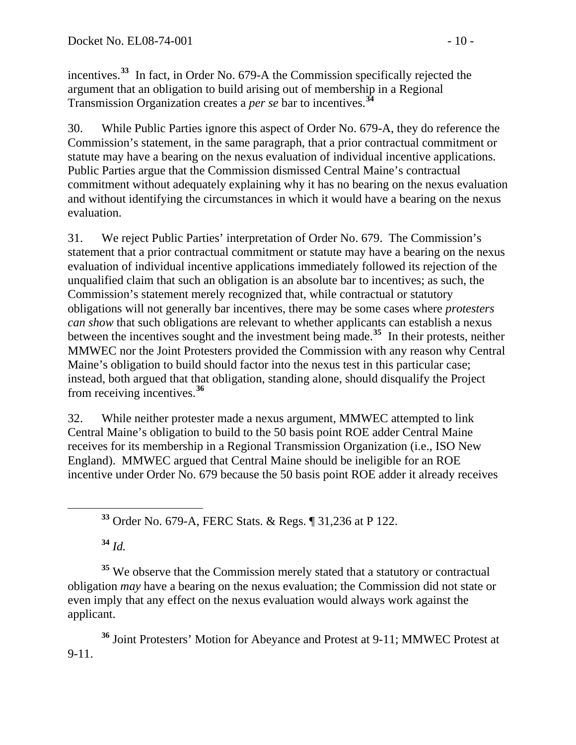incentives.[33] In fact, in Order No. 679-A the Commission specifically rejected the argument that an obligation to build arising out of membership in a Regional Transmission Organization creates a *per se* bar to incentives.[34]

30. While Public Parties ignore this aspect of Order No. 679-A, they do reference the Commission's statement, in the same paragraph, that a prior contractual commitment or statute may have a bearing on the nexus evaluation of individual incentive applications. Public Parties argue that the Commission dismissed Central Maine's contractual commitment without adequately explaining why it has no bearing on the nexus evaluation and without identifying the circumstances in which it would have a bearing on the nexus evaluation.

31. We reject Public Parties' interpretation of Order No. 679. The Commission's statement that a prior contractual commitment or statute may have a bearing on the nexus evaluation of individual incentive applications immediately followed its rejection of the unqualified claim that such an obligation is an absolute bar to incentives; as such, the Commission's statement merely recognized that, while contractual or statutory obligations will not generally bar incentives, there may be some cases where *protesters can show* that such obligations are relevant to whether applicants can establish a nexus between the incentives sought and the investment being made.[35] In their protests, neither MMWEC nor the Joint Protesters provided the Commission with any reason why Central Maine's obligation to build should factor into the nexus test in this particular case; instead, both argued that that obligation, standing alone, should disqualify the Project from receiving incentives.[36]

32. While neither protester made a nexus argument, MMWEC attempted to link Central Maine's obligation to build to the 50 basis point ROE adder Central Maine receives for its membership in a Regional Transmission Organization (i.e., ISO New England). MMWEC argued that Central Maine should be ineligible for an ROE incentive under Order No. 679 because the 50 basis point ROE adder it already receives

---

[33] Order No. 679-A, FERC Stats. & Regs. ¶ 31,236 at P 122.

[34] *Id.*

[35] We observe that the Commission merely stated that a statutory or contractual obligation *may* have a bearing on the nexus evaluation; the Commission did not state or even imply that any effect on the nexus evaluation would always work against the applicant.

[36] Joint Protesters' Motion for Abeyance and Protest at 9-11; MMWEC Protest at 9-11.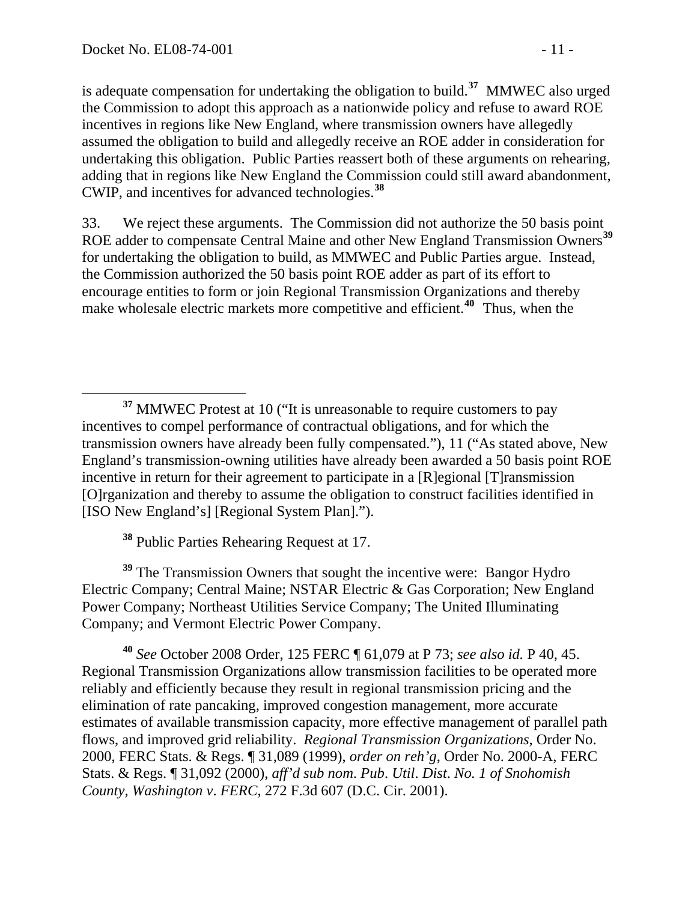is adequate compensation for undertaking the obligation to build.[37] MMWEC also urged the Commission to adopt this approach as a nationwide policy and refuse to award ROE incentives in regions like New England, where transmission owners have allegedly assumed the obligation to build and allegedly receive an ROE adder in consideration for undertaking this obligation. Public Parties reassert both of these arguments on rehearing, adding that in regions like New England the Commission could still award abandonment, CWIP, and incentives for advanced technologies.[38]

33. We reject these arguments. The Commission did not authorize the 50 basis point ROE adder to compensate Central Maine and other New England Transmission Owners[39] for undertaking the obligation to build, as MMWEC and Public Parties argue. Instead, the Commission authorized the 50 basis point ROE adder as part of its effort to encourage entities to form or join Regional Transmission Organizations and thereby make wholesale electric markets more competitive and efficient.[40] Thus, when the

---

[37] MMWEC Protest at 10 ("It is unreasonable to require customers to pay incentives to compel performance of contractual obligations, and for which the transmission owners have already been fully compensated."), 11 ("As stated above, New England's transmission-owning utilities have already been awarded a 50 basis point ROE incentive in return for their agreement to participate in a [R]egional [T]ransmission [O]rganization and thereby to assume the obligation to construct facilities identified in [ISO New England's] [Regional System Plan].").

[38] Public Parties Rehearing Request at 17.

[39] The Transmission Owners that sought the incentive were: Bangor Hydro Electric Company; Central Maine; NSTAR Electric & Gas Corporation; New England Power Company; Northeast Utilities Service Company; The United Illuminating Company; and Vermont Electric Power Company.

[40] *See* October 2008 Order, 125 FERC ¶ 61,079 at P 73; *see also id.* P 40, 45. Regional Transmission Organizations allow transmission facilities to be operated more reliably and efficiently because they result in regional transmission pricing and the elimination of rate pancaking, improved congestion management, more accurate estimates of available transmission capacity, more effective management of parallel path flows, and improved grid reliability. *Regional Transmission Organizations*, Order No. 2000, FERC Stats. & Regs. ¶ 31,089 (1999), *order on reh'g*, Order No. 2000-A, FERC Stats. & Regs. ¶ 31,092 (2000), *aff'd sub nom. Pub. Util. Dist. No. 1 of Snohomish County, Washington v. FERC*, 272 F.3d 607 (D.C. Cir. 2001).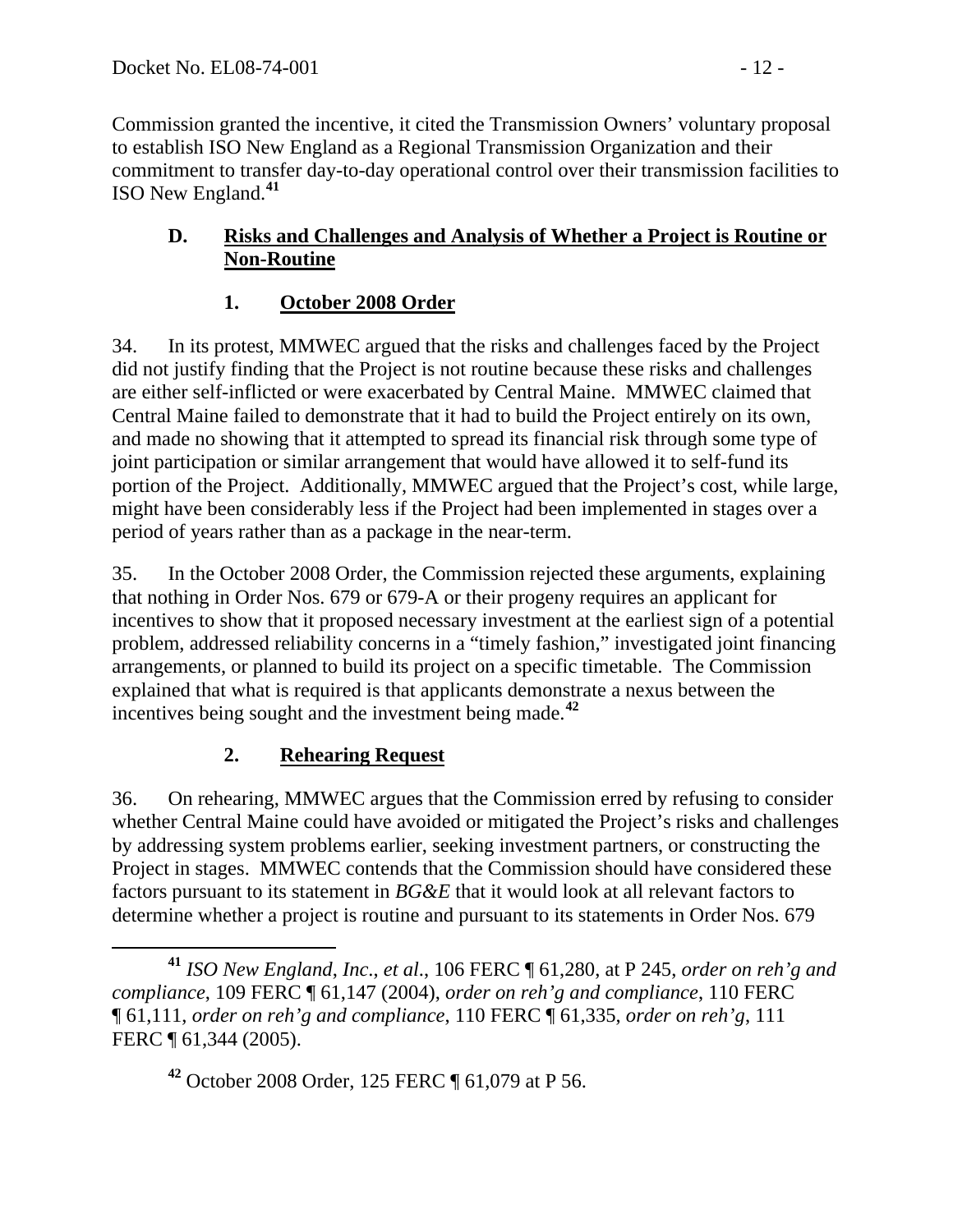Commission granted the incentive, it cited the Transmission Owners' voluntary proposal to establish ISO New England as a Regional Transmission Organization and their commitment to transfer day-to-day operational control over their transmission facilities to ISO New England.[41]

### D. Risks and Challenges and Analysis of Whether a Project is Routine or Non-Routine

#### 1. October 2008 Order

34. In its protest, MMWEC argued that the risks and challenges faced by the Project did not justify finding that the Project is not routine because these risks and challenges are either self-inflicted or were exacerbated by Central Maine. MMWEC claimed that Central Maine failed to demonstrate that it had to build the Project entirely on its own, and made no showing that it attempted to spread its financial risk through some type of joint participation or similar arrangement that would have allowed it to self-fund its portion of the Project. Additionally, MMWEC argued that the Project's cost, while large, might have been considerably less if the Project had been implemented in stages over a period of years rather than as a package in the near-term.

35. In the October 2008 Order, the Commission rejected these arguments, explaining that nothing in Order Nos. 679 or 679-A or their progeny requires an applicant for incentives to show that it proposed necessary investment at the earliest sign of a potential problem, addressed reliability concerns in a "timely fashion," investigated joint financing arrangements, or planned to build its project on a specific timetable. The Commission explained that what is required is that applicants demonstrate a nexus between the incentives being sought and the investment being made.[42]

#### 2. Rehearing Request

36. On rehearing, MMWEC argues that the Commission erred by refusing to consider whether Central Maine could have avoided or mitigated the Project's risks and challenges by addressing system problems earlier, seeking investment partners, or constructing the Project in stages. MMWEC contends that the Commission should have considered these factors pursuant to its statement in *BG&E* that it would look at all relevant factors to determine whether a project is routine and pursuant to its statements in Order Nos. 679

---

[41] *ISO New England, Inc., et al.*, 106 FERC ¶ 61,280, at P 245, *order on reh'g and compliance*, 109 FERC ¶ 61,147 (2004), *order on reh'g and compliance*, 110 FERC ¶ 61,111, *order on reh'g and compliance*, 110 FERC ¶ 61,335, *order on reh'g*, 111 FERC ¶ 61,344 (2005).

[42] October 2008 Order, 125 FERC ¶ 61,079 at P 56.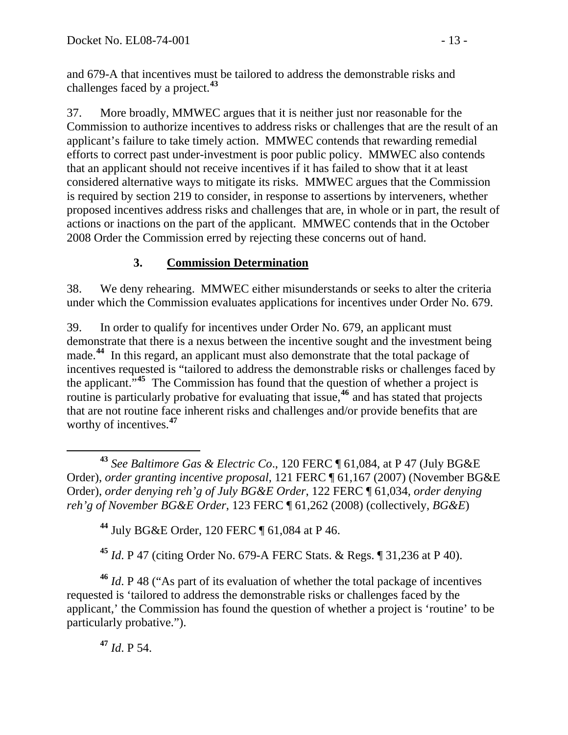and 679-A that incentives must be tailored to address the demonstrable risks and challenges faced by a project.[43]

37. More broadly, MMWEC argues that it is neither just nor reasonable for the Commission to authorize incentives to address risks or challenges that are the result of an applicant's failure to take timely action. MMWEC contends that rewarding remedial efforts to correct past under-investment is poor public policy. MMWEC also contends that an applicant should not receive incentives if it has failed to show that it at least considered alternative ways to mitigate its risks. MMWEC argues that the Commission is required by section 219 to consider, in response to assertions by interveners, whether proposed incentives address risks and challenges that are, in whole or in part, the result of actions or inactions on the part of the applicant. MMWEC contends that in the October 2008 Order the Commission erred by rejecting these concerns out of hand.

### 3. Commission Determination

38. We deny rehearing. MMWEC either misunderstands or seeks to alter the criteria under which the Commission evaluates applications for incentives under Order No. 679.

39. In order to qualify for incentives under Order No. 679, an applicant must demonstrate that there is a nexus between the incentive sought and the investment being made.[44] In this regard, an applicant must also demonstrate that the total package of incentives requested is "tailored to address the demonstrable risks or challenges faced by the applicant."[45] The Commission has found that the question of whether a project is routine is particularly probative for evaluating that issue,[46] and has stated that projects that are not routine face inherent risks and challenges and/or provide benefits that are worthy of incentives.[47]

---

[43] *See Baltimore Gas & Electric Co*., 120 FERC ¶ 61,084, at P 47 (July BG&E Order), *order granting incentive proposal*, 121 FERC ¶ 61,167 (2007) (November BG&E Order), *order denying reh'g of July BG&E Order*, 122 FERC ¶ 61,034, *order denying reh'g of November BG&E Order*, 123 FERC ¶ 61,262 (2008) (collectively, *BG&E*)

[44] July BG&E Order, 120 FERC ¶ 61,084 at P 46.

[45] *Id*. P 47 (citing Order No. 679-A FERC Stats. & Regs. ¶ 31,236 at P 40).

[46] *Id*. P 48 ("As part of its evaluation of whether the total package of incentives requested is 'tailored to address the demonstrable risks or challenges faced by the applicant,' the Commission has found the question of whether a project is 'routine' to be particularly probative.").

[47] *Id*. P 54.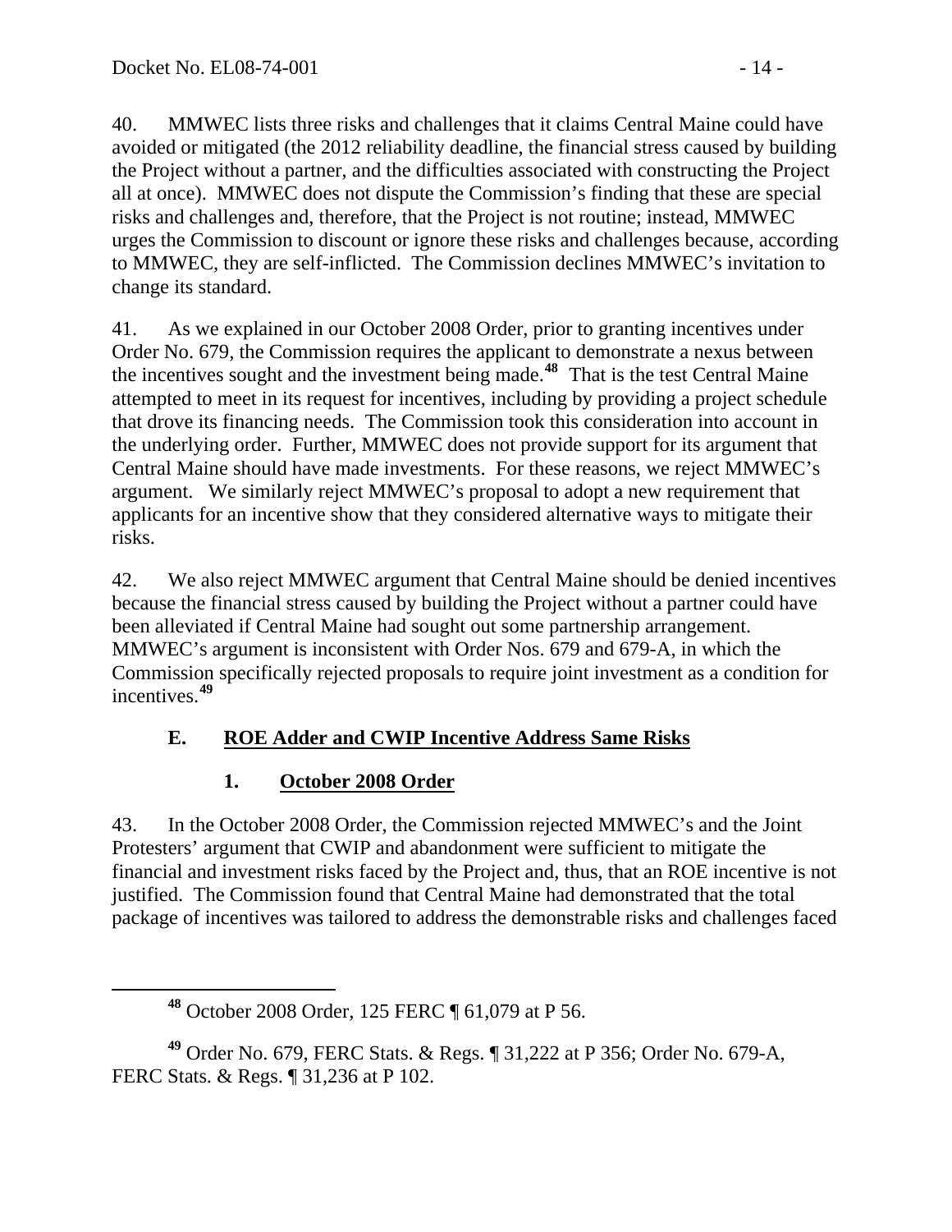40. MMWEC lists three risks and challenges that it claims Central Maine could have avoided or mitigated (the 2012 reliability deadline, the financial stress caused by building the Project without a partner, and the difficulties associated with constructing the Project all at once). MMWEC does not dispute the Commission's finding that these are special risks and challenges and, therefore, that the Project is not routine; instead, MMWEC urges the Commission to discount or ignore these risks and challenges because, according to MMWEC, they are self-inflicted. The Commission declines MMWEC's invitation to change its standard.

41. As we explained in our October 2008 Order, prior to granting incentives under Order No. 679, the Commission requires the applicant to demonstrate a nexus between the incentives sought and the investment being made.[48] That is the test Central Maine attempted to meet in its request for incentives, including by providing a project schedule that drove its financing needs. The Commission took this consideration into account in the underlying order. Further, MMWEC does not provide support for its argument that Central Maine should have made investments. For these reasons, we reject MMWEC's argument. We similarly reject MMWEC's proposal to adopt a new requirement that applicants for an incentive show that they considered alternative ways to mitigate their risks.

42. We also reject MMWEC argument that Central Maine should be denied incentives because the financial stress caused by building the Project without a partner could have been alleviated if Central Maine had sought out some partnership arrangement. MMWEC's argument is inconsistent with Order Nos. 679 and 679-A, in which the Commission specifically rejected proposals to require joint investment as a condition for incentives.[49]

### E. ROE Adder and CWIP Incentive Address Same Risks

#### 1. October 2008 Order

43. In the October 2008 Order, the Commission rejected MMWEC's and the Joint Protesters' argument that CWIP and abandonment were sufficient to mitigate the financial and investment risks faced by the Project and, thus, that an ROE incentive is not justified. The Commission found that Central Maine had demonstrated that the total package of incentives was tailored to address the demonstrable risks and challenges faced

---

[48] October 2008 Order, 125 FERC ¶ 61,079 at P 56.

[49] Order No. 679, FERC Stats. & Regs. ¶ 31,222 at P 356; Order No. 679-A, FERC Stats. & Regs. ¶ 31,236 at P 102.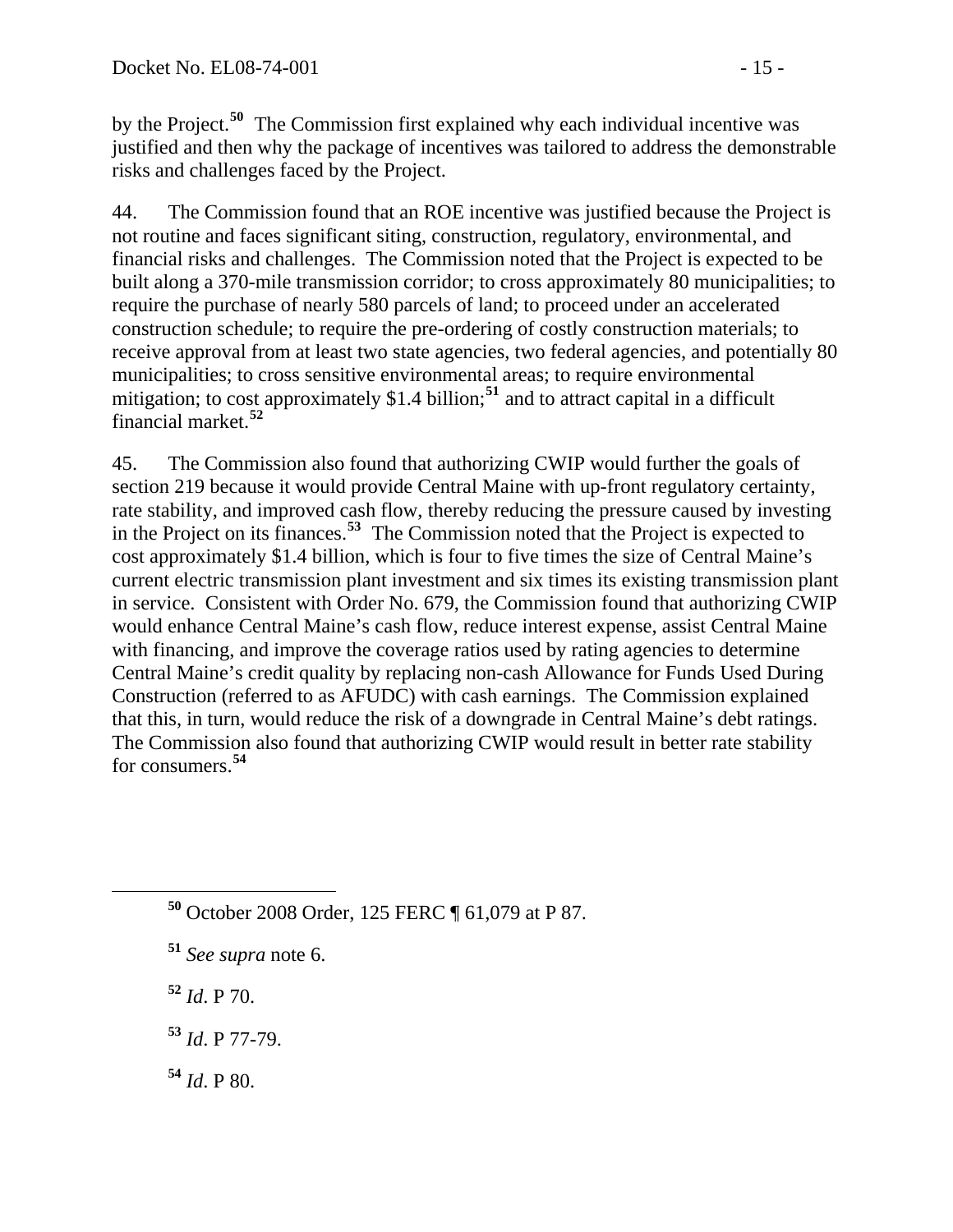by the Project.[50] The Commission first explained why each individual incentive was justified and then why the package of incentives was tailored to address the demonstrable risks and challenges faced by the Project.

44. The Commission found that an ROE incentive was justified because the Project is not routine and faces significant siting, construction, regulatory, environmental, and financial risks and challenges. The Commission noted that the Project is expected to be built along a 370-mile transmission corridor; to cross approximately 80 municipalities; to require the purchase of nearly 580 parcels of land; to proceed under an accelerated construction schedule; to require the pre-ordering of costly construction materials; to receive approval from at least two state agencies, two federal agencies, and potentially 80 municipalities; to cross sensitive environmental areas; to require environmental mitigation; to cost approximately \$1.4 billion;[51] and to attract capital in a difficult financial market.[52]

45. The Commission also found that authorizing CWIP would further the goals of section 219 because it would provide Central Maine with up-front regulatory certainty, rate stability, and improved cash flow, thereby reducing the pressure caused by investing in the Project on its finances.[53] The Commission noted that the Project is expected to cost approximately \$1.4 billion, which is four to five times the size of Central Maine's current electric transmission plant investment and six times its existing transmission plant in service. Consistent with Order No. 679, the Commission found that authorizing CWIP would enhance Central Maine's cash flow, reduce interest expense, assist Central Maine with financing, and improve the coverage ratios used by rating agencies to determine Central Maine's credit quality by replacing non-cash Allowance for Funds Used During Construction (referred to as AFUDC) with cash earnings. The Commission explained that this, in turn, would reduce the risk of a downgrade in Central Maine's debt ratings. The Commission also found that authorizing CWIP would result in better rate stability for consumers.[54]

---

[50] October 2008 Order, 125 FERC ¶ 61,079 at P 87.

[51] *See supra* note 6.

[52] *Id*. P 70.

[53] *Id*. P 77-79.

[54] *Id*. P 80.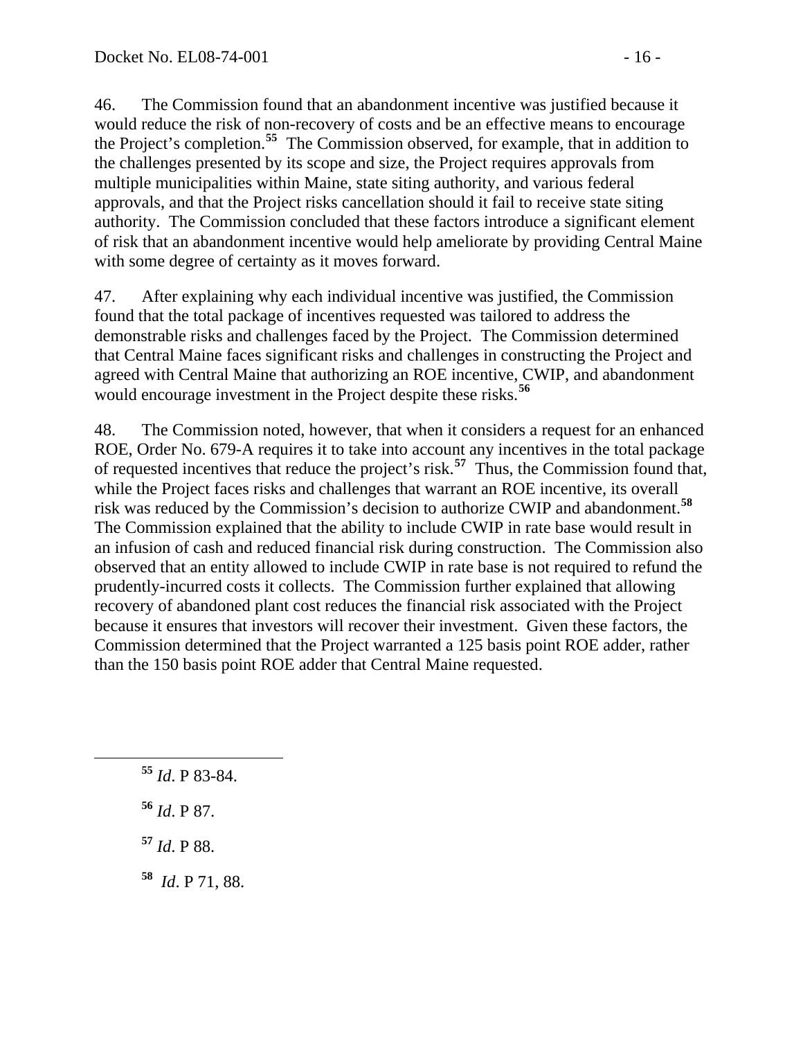46. The Commission found that an abandonment incentive was justified because it would reduce the risk of non-recovery of costs and be an effective means to encourage the Project's completion.[55] The Commission observed, for example, that in addition to the challenges presented by its scope and size, the Project requires approvals from multiple municipalities within Maine, state siting authority, and various federal approvals, and that the Project risks cancellation should it fail to receive state siting authority. The Commission concluded that these factors introduce a significant element of risk that an abandonment incentive would help ameliorate by providing Central Maine with some degree of certainty as it moves forward.

47. After explaining why each individual incentive was justified, the Commission found that the total package of incentives requested was tailored to address the demonstrable risks and challenges faced by the Project. The Commission determined that Central Maine faces significant risks and challenges in constructing the Project and agreed with Central Maine that authorizing an ROE incentive, CWIP, and abandonment would encourage investment in the Project despite these risks.[56]

48. The Commission noted, however, that when it considers a request for an enhanced ROE, Order No. 679-A requires it to take into account any incentives in the total package of requested incentives that reduce the project's risk.[57] Thus, the Commission found that, while the Project faces risks and challenges that warrant an ROE incentive, its overall risk was reduced by the Commission's decision to authorize CWIP and abandonment.[58] The Commission explained that the ability to include CWIP in rate base would result in an infusion of cash and reduced financial risk during construction. The Commission also observed that an entity allowed to include CWIP in rate base is not required to refund the prudently-incurred costs it collects. The Commission further explained that allowing recovery of abandoned plant cost reduces the financial risk associated with the Project because it ensures that investors will recover their investment. Given these factors, the Commission determined that the Project warranted a 125 basis point ROE adder, rather than the 150 basis point ROE adder that Central Maine requested.

---

[55] *Id*. P 83-84.

[56] *Id*. P 87.

[57] *Id*. P 88.

[58] *Id*. P 71, 88.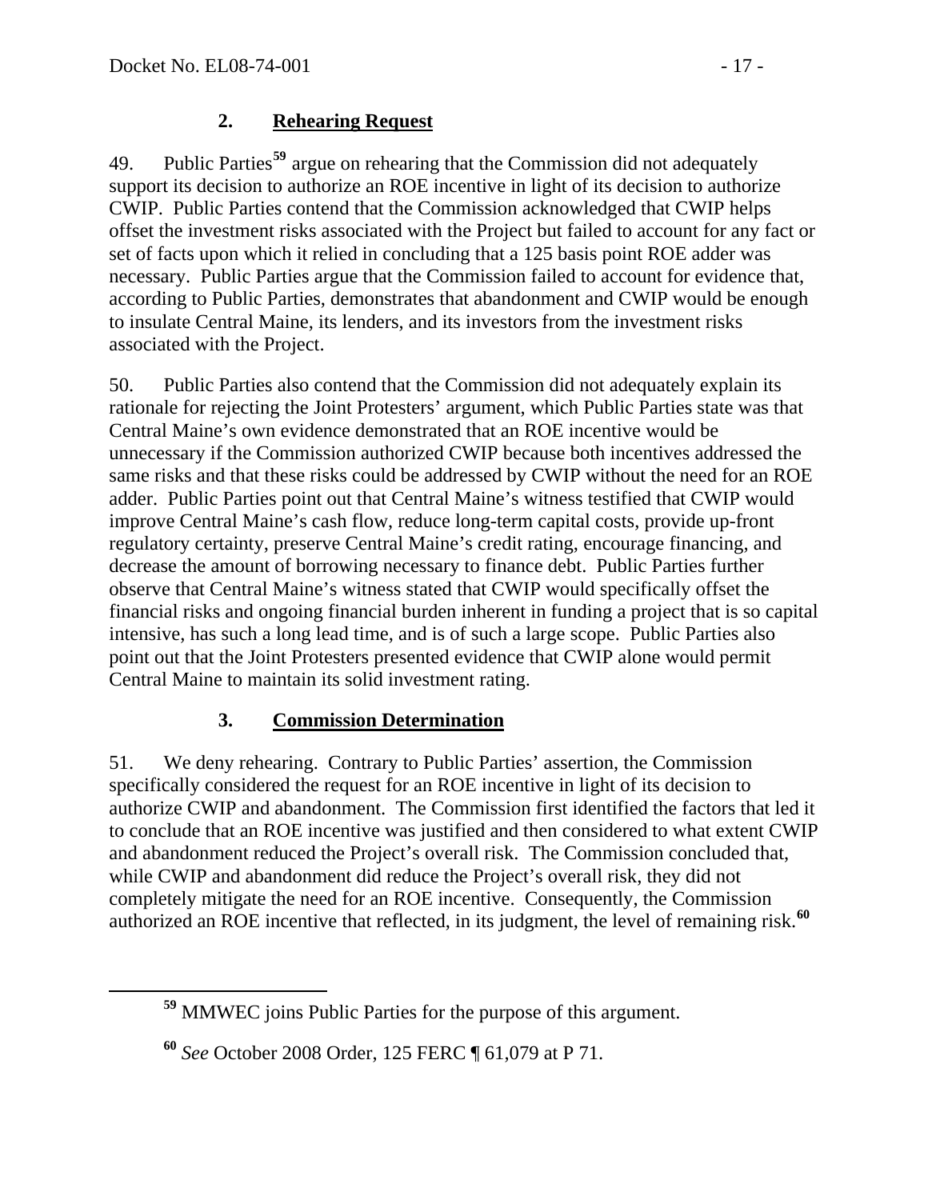### 2. **Rehearing Request**

49. Public Parties[59] argue on rehearing that the Commission did not adequately support its decision to authorize an ROE incentive in light of its decision to authorize CWIP. Public Parties contend that the Commission acknowledged that CWIP helps offset the investment risks associated with the Project but failed to account for any fact or set of facts upon which it relied in concluding that a 125 basis point ROE adder was necessary. Public Parties argue that the Commission failed to account for evidence that, according to Public Parties, demonstrates that abandonment and CWIP would be enough to insulate Central Maine, its lenders, and its investors from the investment risks associated with the Project.

50. Public Parties also contend that the Commission did not adequately explain its rationale for rejecting the Joint Protesters' argument, which Public Parties state was that Central Maine's own evidence demonstrated that an ROE incentive would be unnecessary if the Commission authorized CWIP because both incentives addressed the same risks and that these risks could be addressed by CWIP without the need for an ROE adder. Public Parties point out that Central Maine's witness testified that CWIP would improve Central Maine's cash flow, reduce long-term capital costs, provide up-front regulatory certainty, preserve Central Maine's credit rating, encourage financing, and decrease the amount of borrowing necessary to finance debt. Public Parties further observe that Central Maine's witness stated that CWIP would specifically offset the financial risks and ongoing financial burden inherent in funding a project that is so capital intensive, has such a long lead time, and is of such a large scope. Public Parties also point out that the Joint Protesters presented evidence that CWIP alone would permit Central Maine to maintain its solid investment rating.

### 3. **Commission Determination**

51. We deny rehearing. Contrary to Public Parties' assertion, the Commission specifically considered the request for an ROE incentive in light of its decision to authorize CWIP and abandonment. The Commission first identified the factors that led it to conclude that an ROE incentive was justified and then considered to what extent CWIP and abandonment reduced the Project's overall risk. The Commission concluded that, while CWIP and abandonment did reduce the Project's overall risk, they did not completely mitigate the need for an ROE incentive. Consequently, the Commission authorized an ROE incentive that reflected, in its judgment, the level of remaining risk.[60]

---

[59] MMWEC joins Public Parties for the purpose of this argument.

[60] *See* October 2008 Order, 125 FERC ¶ 61,079 at P 71.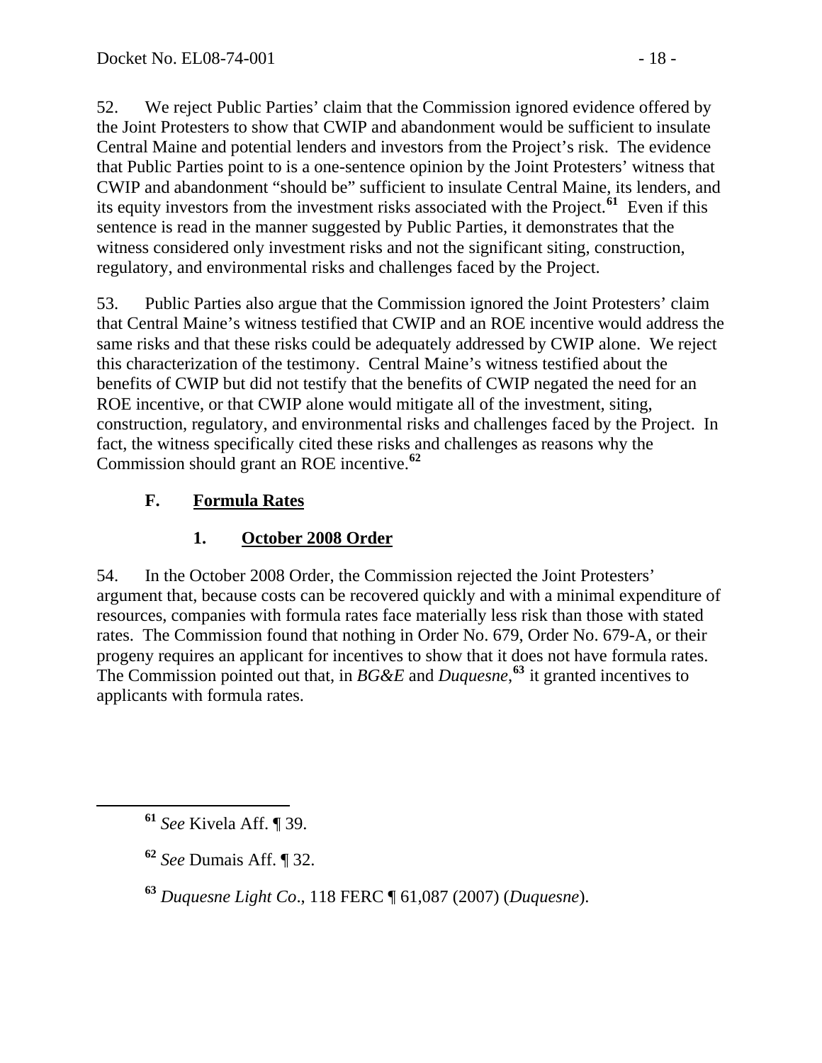52. We reject Public Parties' claim that the Commission ignored evidence offered by the Joint Protesters to show that CWIP and abandonment would be sufficient to insulate Central Maine and potential lenders and investors from the Project's risk. The evidence that Public Parties point to is a one-sentence opinion by the Joint Protesters' witness that CWIP and abandonment "should be" sufficient to insulate Central Maine, its lenders, and its equity investors from the investment risks associated with the Project.[61] Even if this sentence is read in the manner suggested by Public Parties, it demonstrates that the witness considered only investment risks and not the significant siting, construction, regulatory, and environmental risks and challenges faced by the Project.

53. Public Parties also argue that the Commission ignored the Joint Protesters' claim that Central Maine's witness testified that CWIP and an ROE incentive would address the same risks and that these risks could be adequately addressed by CWIP alone. We reject this characterization of the testimony. Central Maine's witness testified about the benefits of CWIP but did not testify that the benefits of CWIP negated the need for an ROE incentive, or that CWIP alone would mitigate all of the investment, siting, construction, regulatory, and environmental risks and challenges faced by the Project. In fact, the witness specifically cited these risks and challenges as reasons why the Commission should grant an ROE incentive.[62]

## F. Formula Rates

### 1. October 2008 Order

54. In the October 2008 Order, the Commission rejected the Joint Protesters' argument that, because costs can be recovered quickly and with a minimal expenditure of resources, companies with formula rates face materially less risk than those with stated rates. The Commission found that nothing in Order No. 679, Order No. 679-A, or their progeny requires an applicant for incentives to show that it does not have formula rates. The Commission pointed out that, in *BG&E* and *Duquesne*,[63] it granted incentives to applicants with formula rates.

---

[61] *See* Kivela Aff. ¶ 39.

[62] *See* Dumais Aff. ¶ 32.

[63] *Duquesne Light Co*., 118 FERC ¶ 61,087 (2007) (*Duquesne*).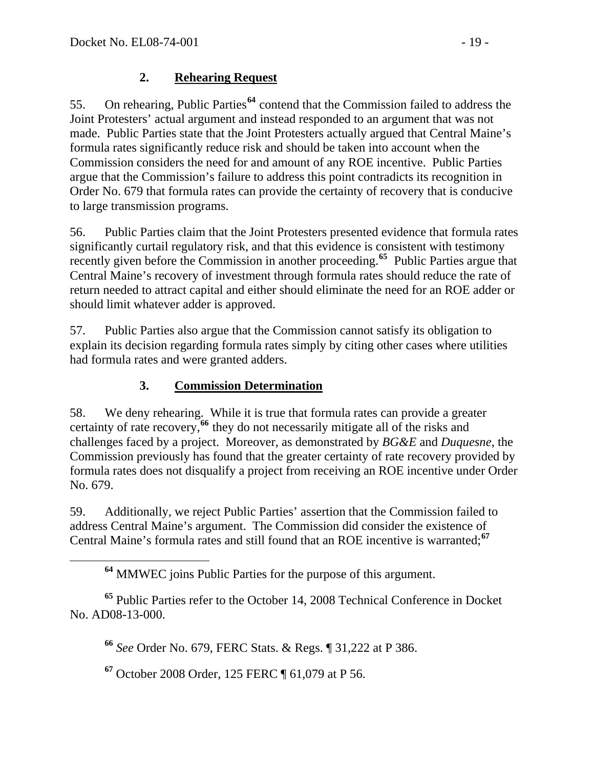## 2. Rehearing Request

55. On rehearing, Public Parties[64] contend that the Commission failed to address the Joint Protesters' actual argument and instead responded to an argument that was not made. Public Parties state that the Joint Protesters actually argued that Central Maine's formula rates significantly reduce risk and should be taken into account when the Commission considers the need for and amount of any ROE incentive. Public Parties argue that the Commission's failure to address this point contradicts its recognition in Order No. 679 that formula rates can provide the certainty of recovery that is conducive to large transmission programs.

56. Public Parties claim that the Joint Protesters presented evidence that formula rates significantly curtail regulatory risk, and that this evidence is consistent with testimony recently given before the Commission in another proceeding.[65] Public Parties argue that Central Maine's recovery of investment through formula rates should reduce the rate of return needed to attract capital and either should eliminate the need for an ROE adder or should limit whatever adder is approved.

57. Public Parties also argue that the Commission cannot satisfy its obligation to explain its decision regarding formula rates simply by citing other cases where utilities had formula rates and were granted adders.

## 3. Commission Determination

58. We deny rehearing. While it is true that formula rates can provide a greater certainty of rate recovery,[66] they do not necessarily mitigate all of the risks and challenges faced by a project. Moreover, as demonstrated by *BG&E* and *Duquesne*, the Commission previously has found that the greater certainty of rate recovery provided by formula rates does not disqualify a project from receiving an ROE incentive under Order No. 679.

59. Additionally, we reject Public Parties' assertion that the Commission failed to address Central Maine's argument. The Commission did consider the existence of Central Maine's formula rates and still found that an ROE incentive is warranted;[67]

---

[64] MMWEC joins Public Parties for the purpose of this argument.

[65] Public Parties refer to the October 14, 2008 Technical Conference in Docket No. AD08-13-000.

[66] *See* Order No. 679, FERC Stats. & Regs. ¶ 31,222 at P 386.

[67] October 2008 Order, 125 FERC ¶ 61,079 at P 56.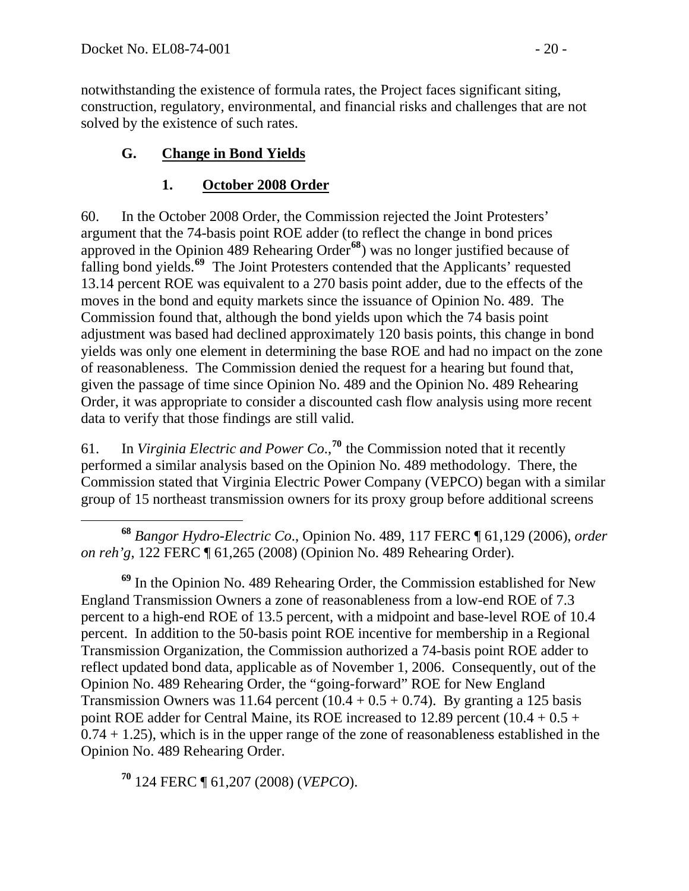notwithstanding the existence of formula rates, the Project faces significant siting, construction, regulatory, environmental, and financial risks and challenges that are not solved by the existence of such rates.

### G. Change in Bond Yields

#### 1. October 2008 Order

60. In the October 2008 Order, the Commission rejected the Joint Protesters' argument that the 74-basis point ROE adder (to reflect the change in bond prices approved in the Opinion 489 Rehearing Order[68]) was no longer justified because of falling bond yields.[69] The Joint Protesters contended that the Applicants' requested 13.14 percent ROE was equivalent to a 270 basis point adder, due to the effects of the moves in the bond and equity markets since the issuance of Opinion No. 489. The Commission found that, although the bond yields upon which the 74 basis point adjustment was based had declined approximately 120 basis points, this change in bond yields was only one element in determining the base ROE and had no impact on the zone of reasonableness. The Commission denied the request for a hearing but found that, given the passage of time since Opinion No. 489 and the Opinion No. 489 Rehearing Order, it was appropriate to consider a discounted cash flow analysis using more recent data to verify that those findings are still valid.

61. In *Virginia Electric and Power Co.*,[70] the Commission noted that it recently performed a similar analysis based on the Opinion No. 489 methodology. There, the Commission stated that Virginia Electric Power Company (VEPCO) began with a similar group of 15 northeast transmission owners for its proxy group before additional screens

---

[68] *Bangor Hydro-Electric Co.*, Opinion No. 489, 117 FERC ¶ 61,129 (2006), *order on reh'g*, 122 FERC ¶ 61,265 (2008) (Opinion No. 489 Rehearing Order).

[69] In the Opinion No. 489 Rehearing Order, the Commission established for New England Transmission Owners a zone of reasonableness from a low-end ROE of 7.3 percent to a high-end ROE of 13.5 percent, with a midpoint and base-level ROE of 10.4 percent. In addition to the 50-basis point ROE incentive for membership in a Regional Transmission Organization, the Commission authorized a 74-basis point ROE adder to reflect updated bond data, applicable as of November 1, 2006. Consequently, out of the Opinion No. 489 Rehearing Order, the "going-forward" ROE for New England Transmission Owners was 11.64 percent (10.4 + 0.5 + 0.74). By granting a 125 basis point ROE adder for Central Maine, its ROE increased to 12.89 percent (10.4 + 0.5 + 0.74 + 1.25), which is in the upper range of the zone of reasonableness established in the Opinion No. 489 Rehearing Order.

[70] 124 FERC ¶ 61,207 (2008) (*VEPCO*).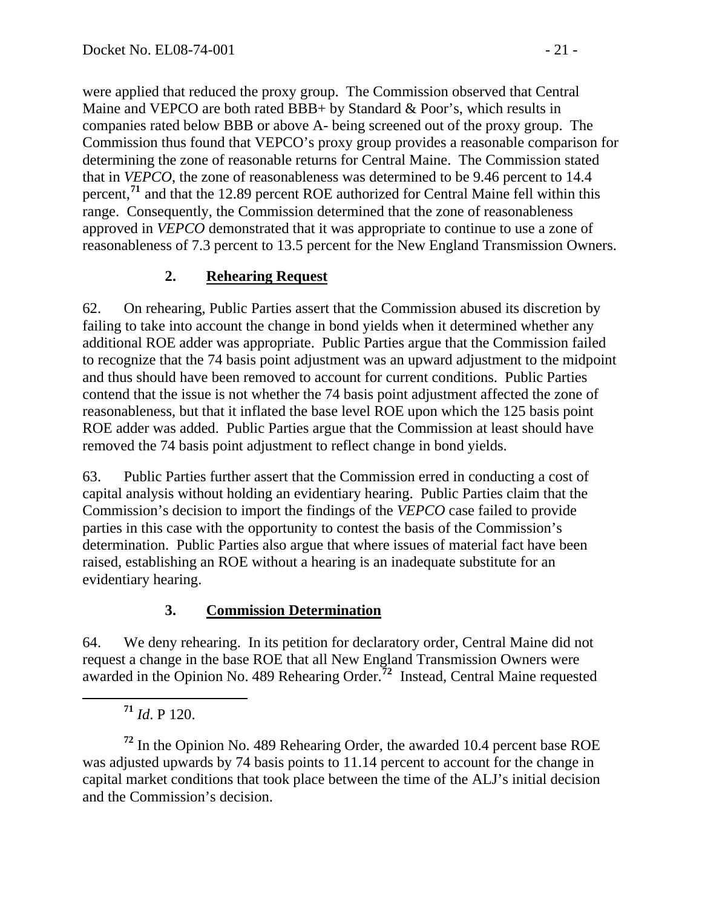were applied that reduced the proxy group. The Commission observed that Central Maine and VEPCO are both rated BBB+ by Standard & Poor's, which results in companies rated below BBB or above A- being screened out of the proxy group. The Commission thus found that VEPCO's proxy group provides a reasonable comparison for determining the zone of reasonable returns for Central Maine. The Commission stated that in *VEPCO*, the zone of reasonableness was determined to be 9.46 percent to 14.4 percent,[71] and that the 12.89 percent ROE authorized for Central Maine fell within this range. Consequently, the Commission determined that the zone of reasonableness approved in *VEPCO* demonstrated that it was appropriate to continue to use a zone of reasonableness of 7.3 percent to 13.5 percent for the New England Transmission Owners.

### 2. Rehearing Request

62. On rehearing, Public Parties assert that the Commission abused its discretion by failing to take into account the change in bond yields when it determined whether any additional ROE adder was appropriate. Public Parties argue that the Commission failed to recognize that the 74 basis point adjustment was an upward adjustment to the midpoint and thus should have been removed to account for current conditions. Public Parties contend that the issue is not whether the 74 basis point adjustment affected the zone of reasonableness, but that it inflated the base level ROE upon which the 125 basis point ROE adder was added. Public Parties argue that the Commission at least should have removed the 74 basis point adjustment to reflect change in bond yields.

63. Public Parties further assert that the Commission erred in conducting a cost of capital analysis without holding an evidentiary hearing. Public Parties claim that the Commission's decision to import the findings of the *VEPCO* case failed to provide parties in this case with the opportunity to contest the basis of the Commission's determination. Public Parties also argue that where issues of material fact have been raised, establishing an ROE without a hearing is an inadequate substitute for an evidentiary hearing.

### 3. Commission Determination

64. We deny rehearing. In its petition for declaratory order, Central Maine did not request a change in the base ROE that all New England Transmission Owners were awarded in the Opinion No. 489 Rehearing Order.[72] Instead, Central Maine requested

---

[71] *Id*. P 120.

[72] In the Opinion No. 489 Rehearing Order, the awarded 10.4 percent base ROE was adjusted upwards by 74 basis points to 11.14 percent to account for the change in capital market conditions that took place between the time of the ALJ's initial decision and the Commission's decision.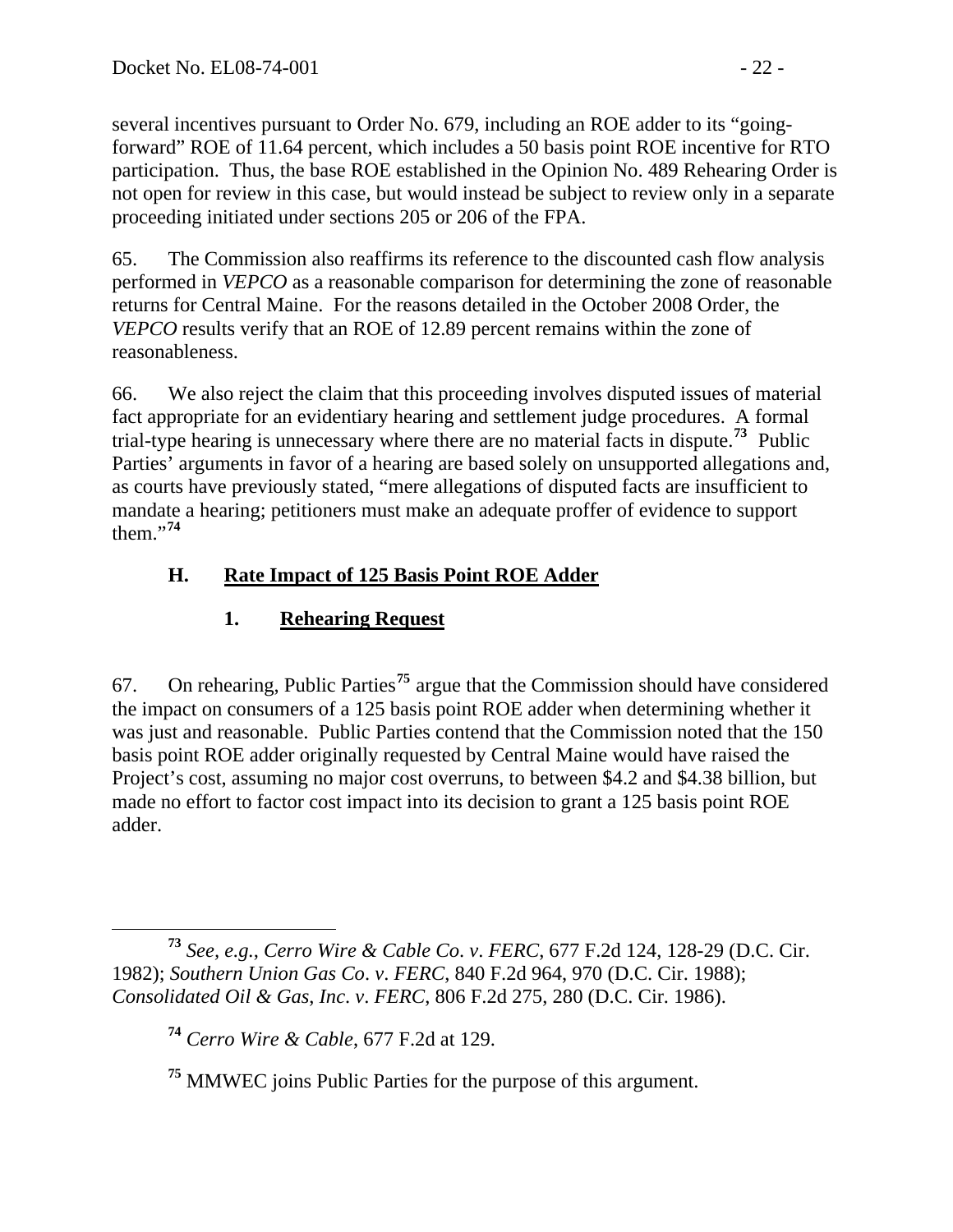several incentives pursuant to Order No. 679, including an ROE adder to its "going-forward" ROE of 11.64 percent, which includes a 50 basis point ROE incentive for RTO participation. Thus, the base ROE established in the Opinion No. 489 Rehearing Order is not open for review in this case, but would instead be subject to review only in a separate proceeding initiated under sections 205 or 206 of the FPA.

65. The Commission also reaffirms its reference to the discounted cash flow analysis performed in *VEPCO* as a reasonable comparison for determining the zone of reasonable returns for Central Maine. For the reasons detailed in the October 2008 Order, the *VEPCO* results verify that an ROE of 12.89 percent remains within the zone of reasonableness.

66. We also reject the claim that this proceeding involves disputed issues of material fact appropriate for an evidentiary hearing and settlement judge procedures. A formal trial-type hearing is unnecessary where there are no material facts in dispute.[73] Public Parties' arguments in favor of a hearing are based solely on unsupported allegations and, as courts have previously stated, "mere allegations of disputed facts are insufficient to mandate a hearing; petitioners must make an adequate proffer of evidence to support them."[74]

### H. Rate Impact of 125 Basis Point ROE Adder

#### 1. Rehearing Request

67. On rehearing, Public Parties[75] argue that the Commission should have considered the impact on consumers of a 125 basis point ROE adder when determining whether it was just and reasonable. Public Parties contend that the Commission noted that the 150 basis point ROE adder originally requested by Central Maine would have raised the Project's cost, assuming no major cost overruns, to between $4.2 and $4.38 billion, but made no effort to factor cost impact into its decision to grant a 125 basis point ROE adder.

---

[73] *See, e.g.*, *Cerro Wire & Cable Co. v. FERC*, 677 F.2d 124, 128-29 (D.C. Cir. 1982); *Southern Union Gas Co. v. FERC*, 840 F.2d 964, 970 (D.C. Cir. 1988); *Consolidated Oil & Gas, Inc. v. FERC*, 806 F.2d 275, 280 (D.C. Cir. 1986).

[74] *Cerro Wire & Cable*, 677 F.2d at 129.

[75] MMWEC joins Public Parties for the purpose of this argument.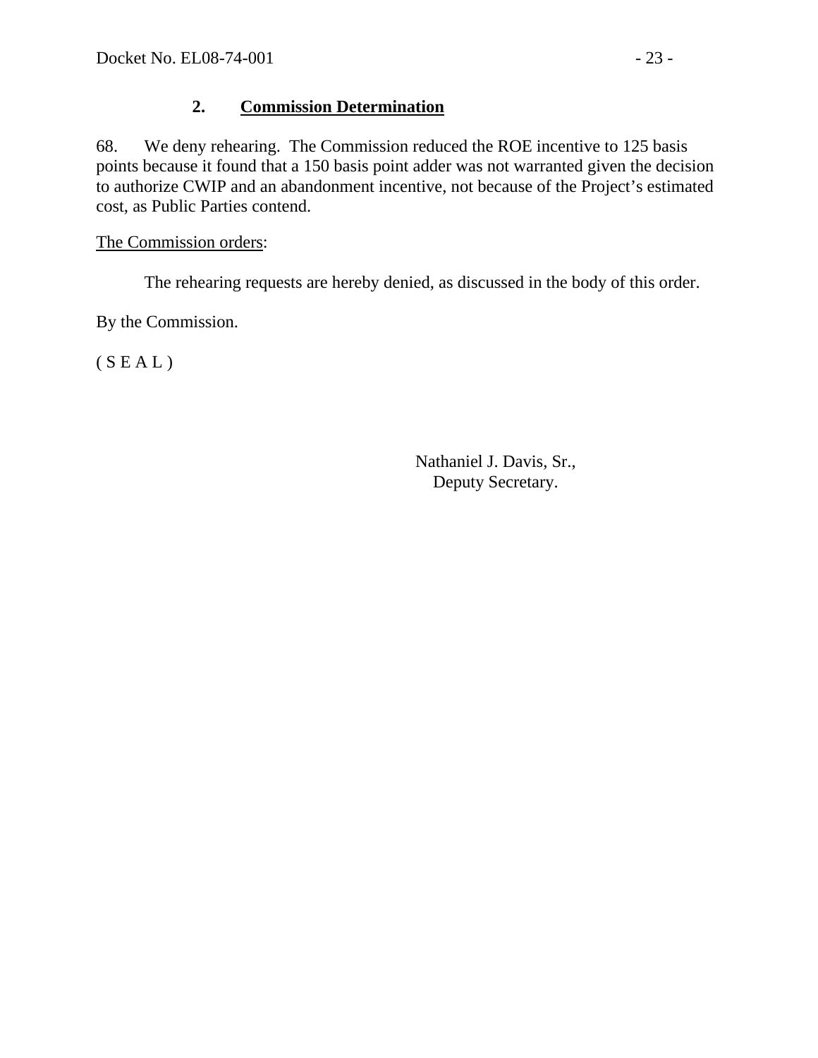### 2. Commission Determination

68. We deny rehearing. The Commission reduced the ROE incentive to 125 basis points because it found that a 150 basis point adder was not warranted given the decision to authorize CWIP and an abandonment incentive, not because of the Project's estimated cost, as Public Parties contend.

The Commission orders:

The rehearing requests are hereby denied, as discussed in the body of this order.

By the Commission.

( S E A L )

Nathaniel J. Davis, Sr.,
Deputy Secretary.